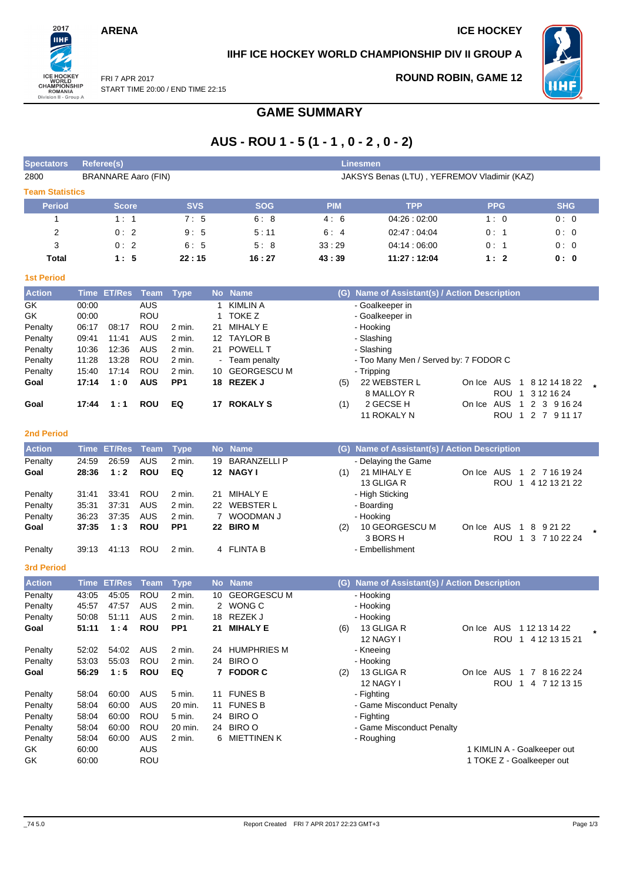ARENA

ICE HOCKEY

**IIHF ICE HOCKEY WORLD CHAMPIONSHIP DIV II GROUP A**

FRI 7 APR 2017
START TIME 20:00 / END TIME 22:15

**ROUND ROBIN, GAME 12**

# GAME SUMMARY

## AUS - ROU 1 - 5 (1 - 1 , 0 - 2 , 0 - 2)

| Spectators | Referee(s) | Linesmen |
|---|---|---|
| 2800 | BRANNARE Aaro (FIN) | JAKSYS Benas (LTU) , YEFREMOV Vladimir (KAZ) |

### Team Statistics

| Period | Score | SVS | SOG | PIM | TPP | PPG | SHG |
|---|---|---|---|---|---|---|---|
| 1 | 1 : 1 | 7 : 5 | 6 : 8 | 4 : 6 | 04:26 : 02:00 | 1 : 0 | 0 : 0 |
| 2 | 0 : 2 | 9 : 5 | 5 : 11 | 6 : 4 | 02:47 : 04:04 | 0 : 1 | 0 : 0 |
| 3 | 0 : 2 | 6 : 5 | 5 : 8 | 33 : 29 | 04:14 : 06:00 | 0 : 1 | 0 : 0 |
| **Total** | **1 : 5** | **22 : 15** | **16 : 27** | **43 : 39** | **11:27 : 12:04** | **1 : 2** | **0 : 0** |

### 1st Period

| Action | Time | ET/Res | Team | Type | No | Name | (G) | Name of Assistant(s) / Action Description | On Ice |
|---|---|---|---|---|---|---|---|---|---|
| GK | 00:00 | | AUS | | 1 | KIMLIN A | | - Goalkeeper in | |
| GK | 00:00 | | ROU | | 1 | TOKE Z | | - Goalkeeper in | |
| Penalty | 06:17 | 08:17 | ROU | 2 min. | 21 | MIHALY E | | - Hooking | |
| Penalty | 09:41 | 11:41 | AUS | 2 min. | 12 | TAYLOR B | | - Slashing | |
| Penalty | 10:36 | 12:36 | AUS | 2 min. | 21 | POWELL T | | - Slashing | |
| Penalty | 11:28 | 13:28 | ROU | 2 min. | - | Team penalty | | - Too Many Men / Served by: 7 FODOR C | |
| Penalty | 15:40 | 17:14 | ROU | 2 min. | 10 | GEORGESCU M | | - Tripping | |
| **Goal** | **17:14** | **1 : 0** | **AUS** | **PP1** | **18** | **REZEK J** | (5) | 22 WEBSTER L, 8 MALLOY R | AUS 1 8 12 14 18 22; ROU 1 3 12 16 24 * |
| **Goal** | **17:44** | **1 : 1** | **ROU** | **EQ** | **17** | **ROKALY S** | (1) | 2 GECSE H, 11 ROKALY N | AUS 1 2 3 9 16 24; ROU 1 2 7 9 11 17 |

### 2nd Period

| Action | Time | ET/Res | Team | Type | No | Name | (G) | Name of Assistant(s) / Action Description | On Ice |
|---|---|---|---|---|---|---|---|---|---|
| Penalty | 24:59 | 26:59 | AUS | 2 min. | 19 | BARANZELLI P | | - Delaying the Game | |
| **Goal** | **28:36** | **1 : 2** | **ROU** | **EQ** | **12** | **NAGY I** | (1) | 21 MIHALY E, 13 GLIGA R | AUS 1 2 7 16 19 24; ROU 1 4 12 13 21 22 |
| Penalty | 31:41 | 33:41 | ROU | 2 min. | 21 | MIHALY E | | - High Sticking | |
| Penalty | 35:31 | 37:31 | AUS | 2 min. | 22 | WEBSTER L | | - Boarding | |
| Penalty | 36:23 | 37:35 | AUS | 2 min. | 7 | WOODMAN J | | - Hooking | |
| **Goal** | **37:35** | **1 : 3** | **ROU** | **PP1** | **22** | **BIRO M** | (2) | 10 GEORGESCU M, 3 BORS H | AUS 1 8 9 21 22; ROU 1 3 7 10 22 24 * |
| Penalty | 39:13 | 41:13 | ROU | 2 min. | 4 | FLINTA B | | - Embellishment | |

### 3rd Period

| Action | Time | ET/Res | Team | Type | No | Name | (G) | Name of Assistant(s) / Action Description | On Ice |
|---|---|---|---|---|---|---|---|---|---|
| Penalty | 43:05 | 45:05 | ROU | 2 min. | 10 | GEORGESCU M | | - Hooking | |
| Penalty | 45:57 | 47:57 | AUS | 2 min. | 2 | WONG C | | - Hooking | |
| Penalty | 50:08 | 51:11 | AUS | 2 min. | 18 | REZEK J | | - Hooking | |
| **Goal** | **51:11** | **1 : 4** | **ROU** | **PP1** | **21** | **MIHALY E** | (6) | 13 GLIGA R, 12 NAGY I | AUS 1 12 13 14 22; ROU 1 4 12 13 15 21 * |
| Penalty | 52:02 | 54:02 | AUS | 2 min. | 24 | HUMPHRIES M | | - Kneeing | |
| Penalty | 53:03 | 55:03 | ROU | 2 min. | 24 | BIRO O | | - Hooking | |
| **Goal** | **56:29** | **1 : 5** | **ROU** | **EQ** | **7** | **FODOR C** | (2) | 13 GLIGA R, 12 NAGY I | AUS 1 7 8 16 22 24; ROU 1 4 7 12 13 15 |
| Penalty | 58:04 | 60:00 | AUS | 5 min. | 11 | FUNES B | | - Fighting | |
| Penalty | 58:04 | 60:00 | AUS | 20 min. | 11 | FUNES B | | - Game Misconduct Penalty | |
| Penalty | 58:04 | 60:00 | ROU | 5 min. | 24 | BIRO O | | - Fighting | |
| Penalty | 58:04 | 60:00 | ROU | 20 min. | 24 | BIRO O | | - Game Misconduct Penalty | |
| Penalty | 58:04 | 60:00 | AUS | 2 min. | 6 | MIETTINEN K | | - Roughing | |
| GK | 60:00 | | AUS | | | | | | 1 KIMLIN A - Goalkeeper out |
| GK | 60:00 | | ROU | | | | | | 1 TOKE Z - Goalkeeper out |

_74 5.0 Report Created FRI 7 APR 2017 22:23 GMT+3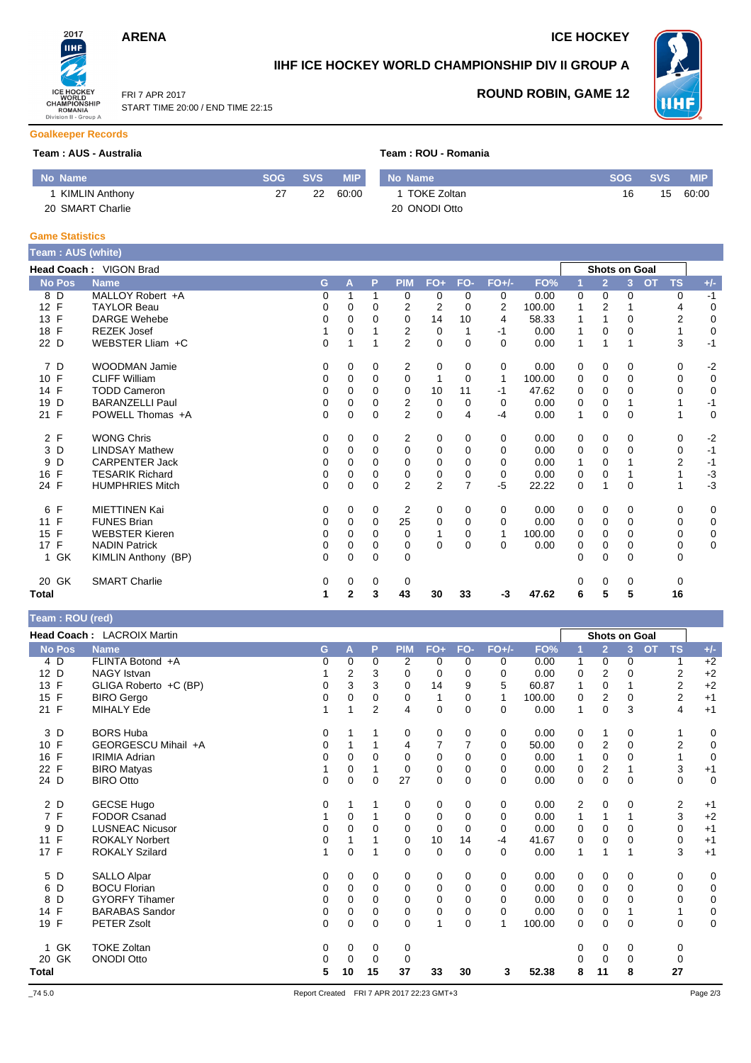**ARENA** | **ICE HOCKEY**

# IIHF ICE HOCKEY WORLD CHAMPIONSHIP DIV II GROUP A

FRI 7 APR 2017
START TIME 20:00 / END TIME 22:15

**ROUND ROBIN, GAME 12**

## Goalkeeper Records

**Team : AUS - Australia**

| No | Name | SOG | SVS | MIP |
|---|---|---|---|---|
| 1 | KIMLIN Anthony | 27 | 22 | 60:00 |
| 20 | SMART Charlie | | | |

**Team : ROU - Romania**

| No | Name | SOG | SVS | MIP |
|---|---|---|---|---|
| 1 | TOKE Zoltan | 16 | 15 | 60:00 |
| 20 | ONODI Otto | | | |

## Game Statistics

### Team : AUS (white)

**Head Coach :** VIGON Brad

| No | Pos | Name | G | A | P | PIM | FO+ | FO- | FO+/- | FO% | Shots on Goal 1 | 2 | 3 | OT | TS | +/- |
|---|---|---|---|---|---|---|---|---|---|---|---|---|---|---|---|---|
| 8 | D | MALLOY Robert +A | 0 | 1 | 1 | 0 | 0 | 0 | 0 | 0.00 | 0 | 0 | 0 | | 0 | -1 |
| 12 | F | TAYLOR Beau | 0 | 0 | 0 | 2 | 2 | 0 | 2 | 100.00 | 1 | 2 | 1 | | 4 | 0 |
| 13 | F | DARGE Wehebe | 0 | 0 | 0 | 0 | 14 | 10 | 4 | 58.33 | 1 | 1 | 0 | | 2 | 0 |
| 18 | F | REZEK Josef | 1 | 0 | 1 | 2 | 0 | 1 | -1 | 0.00 | 1 | 0 | 0 | | 1 | 0 |
| 22 | D | WEBSTER Lliam +C | 0 | 1 | 1 | 2 | 0 | 0 | 0 | 0.00 | 1 | 1 | 1 | | 3 | -1 |
| 7 | D | WOODMAN Jamie | 0 | 0 | 0 | 2 | 0 | 0 | 0 | 0.00 | 0 | 0 | 0 | | 0 | -2 |
| 10 | F | CLIFF William | 0 | 0 | 0 | 0 | 1 | 0 | 1 | 100.00 | 0 | 0 | 0 | | 0 | 0 |
| 14 | F | TODD Cameron | 0 | 0 | 0 | 0 | 10 | 11 | -1 | 47.62 | 0 | 0 | 0 | | 0 | 0 |
| 19 | D | BARANZELLI Paul | 0 | 0 | 0 | 2 | 0 | 0 | 0 | 0.00 | 0 | 0 | 1 | | 1 | -1 |
| 21 | F | POWELL Thomas +A | 0 | 0 | 0 | 2 | 0 | 4 | -4 | 0.00 | 1 | 0 | 0 | | 1 | 0 |
| 2 | F | WONG Chris | 0 | 0 | 0 | 2 | 0 | 0 | 0 | 0.00 | 0 | 0 | 0 | | 0 | -2 |
| 3 | D | LINDSAY Mathew | 0 | 0 | 0 | 0 | 0 | 0 | 0 | 0.00 | 0 | 0 | 0 | | 0 | -1 |
| 9 | D | CARPENTER Jack | 0 | 0 | 0 | 0 | 0 | 0 | 0 | 0.00 | 1 | 0 | 1 | | 2 | -1 |
| 16 | F | TESARIK Richard | 0 | 0 | 0 | 0 | 0 | 0 | 0 | 0.00 | 0 | 0 | 1 | | 1 | -3 |
| 24 | F | HUMPHRIES Mitch | 0 | 0 | 0 | 2 | 2 | 7 | -5 | 22.22 | 0 | 1 | 0 | | 1 | -3 |
| 6 | F | MIETTINEN Kai | 0 | 0 | 0 | 2 | 0 | 0 | 0 | 0.00 | 0 | 0 | 0 | | 0 | 0 |
| 11 | F | FUNES Brian | 0 | 0 | 0 | 25 | 0 | 0 | 0 | 0.00 | 0 | 0 | 0 | | 0 | 0 |
| 15 | F | WEBSTER Kieren | 0 | 0 | 0 | 0 | 1 | 0 | 1 | 100.00 | 0 | 0 | 0 | | 0 | 0 |
| 17 | F | NADIN Patrick | 0 | 0 | 0 | 0 | 0 | 0 | 0 | 0.00 | 0 | 0 | 0 | | 0 | 0 |
| 1 | GK | KIMLIN Anthony (BP) | 0 | 0 | 0 | 0 | | | | | 0 | 0 | 0 | | 0 | |
| 20 | GK | SMART Charlie | 0 | 0 | 0 | 0 | | | | | 0 | 0 | 0 | | 0 | |
| **Total** | | | **1** | **2** | **3** | **43** | **30** | **33** | **-3** | **47.62** | **6** | **5** | **5** | | **16** | |

### Team : ROU (red)

**Head Coach :** LACROIX Martin

| No | Pos | Name | G | A | P | PIM | FO+ | FO- | FO+/- | FO% | Shots on Goal 1 | 2 | 3 | OT | TS | +/- |
|---|---|---|---|---|---|---|---|---|---|---|---|---|---|---|---|---|
| 4 | D | FLINTA Botond +A | 0 | 0 | 0 | 2 | 0 | 0 | 0 | 0.00 | 1 | 0 | 0 | | 1 | +2 |
| 12 | D | NAGY Istvan | 1 | 2 | 3 | 0 | 0 | 0 | 0 | 0.00 | 0 | 2 | 0 | | 2 | +2 |
| 13 | F | GLIGA Roberto +C (BP) | 0 | 3 | 3 | 0 | 14 | 9 | 5 | 60.87 | 1 | 0 | 1 | | 2 | +2 |
| 15 | F | BIRO Gergo | 0 | 0 | 0 | 0 | 1 | 0 | 1 | 100.00 | 0 | 2 | 0 | | 2 | +1 |
| 21 | F | MIHALY Ede | 1 | 1 | 2 | 4 | 0 | 0 | 0 | 0.00 | 1 | 0 | 3 | | 4 | +1 |
| 3 | D | BORS Huba | 0 | 1 | 1 | 0 | 0 | 0 | 0 | 0.00 | 0 | 1 | 0 | | 1 | 0 |
| 10 | F | GEORGESCU Mihail +A | 0 | 1 | 1 | 4 | 7 | 7 | 0 | 50.00 | 0 | 2 | 0 | | 2 | 0 |
| 16 | F | IRIMIA Adrian | 0 | 0 | 0 | 0 | 0 | 0 | 0 | 0.00 | 1 | 0 | 0 | | 1 | 0 |
| 22 | F | BIRO Matyas | 1 | 0 | 1 | 0 | 0 | 0 | 0 | 0.00 | 0 | 2 | 1 | | 3 | +1 |
| 24 | D | BIRO Otto | 0 | 0 | 0 | 27 | 0 | 0 | 0 | 0.00 | 0 | 0 | 0 | | 0 | 0 |
| 2 | D | GECSE Hugo | 0 | 1 | 1 | 0 | 0 | 0 | 0 | 0.00 | 2 | 0 | 0 | | 2 | +1 |
| 7 | F | FODOR Csanad | 1 | 0 | 1 | 0 | 0 | 0 | 0 | 0.00 | 1 | 1 | 1 | | 3 | +2 |
| 9 | D | LUSNEAC Nicusor | 0 | 0 | 0 | 0 | 0 | 0 | 0 | 0.00 | 0 | 0 | 0 | | 0 | +1 |
| 11 | F | ROKALY Norbert | 0 | 1 | 1 | 0 | 10 | 14 | -4 | 41.67 | 0 | 0 | 0 | | 0 | +1 |
| 17 | F | ROKALY Szilard | 1 | 0 | 1 | 0 | 0 | 0 | 0 | 0.00 | 1 | 1 | 1 | | 3 | +1 |
| 5 | D | SALLO Alpar | 0 | 0 | 0 | 0 | 0 | 0 | 0 | 0.00 | 0 | 0 | 0 | | 0 | 0 |
| 6 | D | BOCU Florian | 0 | 0 | 0 | 0 | 0 | 0 | 0 | 0.00 | 0 | 0 | 0 | | 0 | 0 |
| 8 | D | GYORFY Tihamer | 0 | 0 | 0 | 0 | 0 | 0 | 0 | 0.00 | 0 | 0 | 0 | | 0 | 0 |
| 14 | F | BARABAS Sandor | 0 | 0 | 0 | 0 | 0 | 0 | 0 | 0.00 | 0 | 0 | 1 | | 1 | 0 |
| 19 | F | PETER Zsolt | 0 | 0 | 0 | 0 | 1 | 0 | 1 | 100.00 | 0 | 0 | 0 | | 0 | 0 |
| 1 | GK | TOKE Zoltan | 0 | 0 | 0 | 0 | | | | | 0 | 0 | 0 | | 0 | |
| 20 | GK | ONODI Otto | 0 | 0 | 0 | 0 | | | | | 0 | 0 | 0 | | 0 | |
| **Total** | | | **5** | **10** | **15** | **37** | **33** | **30** | **3** | **52.38** | **8** | **11** | **8** | | **27** | |

_74 5.0 Report Created FRI 7 APR 2017 22:23 GMT+3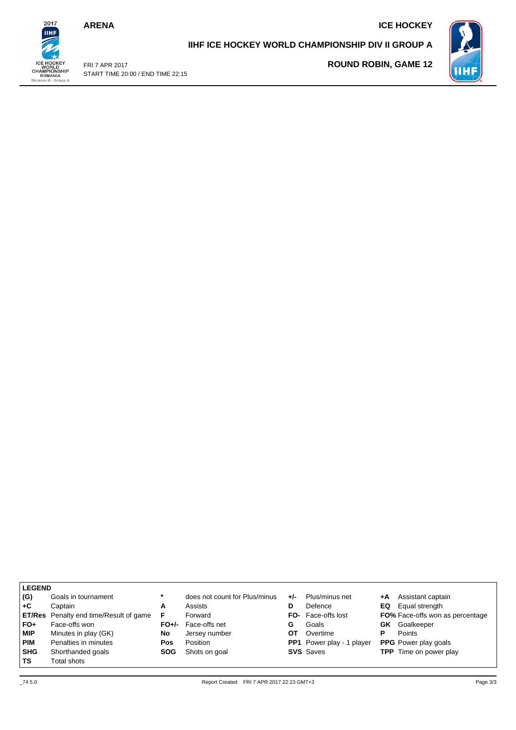**ARENA** | **ICE HOCKEY**

**IIHF ICE HOCKEY WORLD CHAMPIONSHIP DIV II GROUP A**

FRI 7 APR 2017
START TIME 20:00 / END TIME 22:15

**ROUND ROBIN, GAME 12**

| **LEGEND** | | | | | | | |
|---|---|---|---|---|---|---|---|
| **(G)** Goals in tournament | | **\*** | does not count for Plus/minus | **+/-** | Plus/minus net | **+A** | Assistant captain |
| **+C** Captain | | **A** | Assists | **D** | Defence | **EQ** | Equal strength |
| **ET/Res** Penalty end time/Result of game | | **F** | Forward | **FO-** | Face-offs lost | **FO%** | Face-offs won as percentage |
| **FO+** Face-offs won | | **FO+/-** | Face-offs net | **G** | Goals | **GK** | Goalkeeper |
| **MIP** Minutes in play (GK) | | **No** | Jersey number | **OT** | Overtime | **P** | Points |
| **PIM** Penalties in minutes | | **Pos** | Position | **PP1** | Power play - 1 player | **PPG** | Power play goals |
| **SHG** Shorthanded goals | | **SOG** | Shots on goal | **SVS** | Saves | **TPP** | Time on power play |
| **TS** Total shots | | | | | | | |

_74 5.0 Report Created FRI 7 APR 2017 22:23 GMT+3